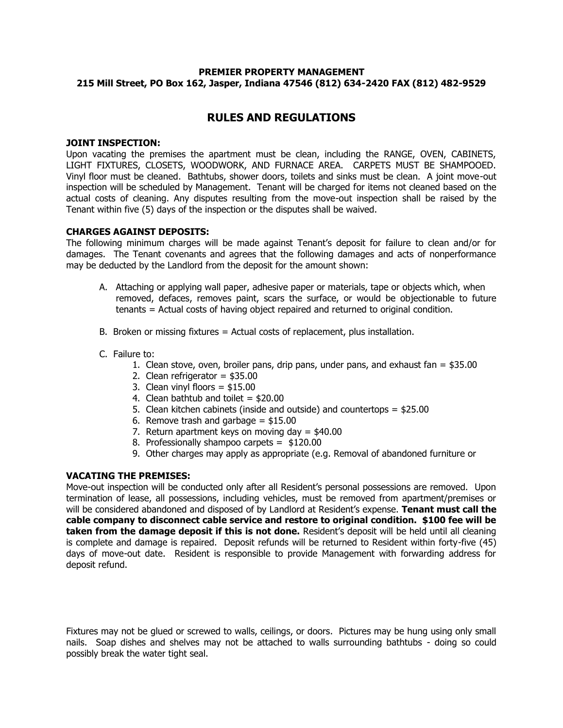**PREMIER PROPERTY MANAGEMENT**
**215 Mill Street, PO Box 162, Jasper, Indiana 47546 (812) 634-2420 FAX (812) 482-9529**

# RULES AND REGULATIONS

**JOINT INSPECTION:**
Upon vacating the premises the apartment must be clean, including the RANGE, OVEN, CABINETS, LIGHT FIXTURES, CLOSETS, WOODWORK, AND FURNACE AREA. CARPETS MUST BE SHAMPOOED. Vinyl floor must be cleaned. Bathtubs, shower doors, toilets and sinks must be clean. A joint move-out inspection will be scheduled by Management. Tenant will be charged for items not cleaned based on the actual costs of cleaning. Any disputes resulting from the move-out inspection shall be raised by the Tenant within five (5) days of the inspection or the disputes shall be waived.

**CHARGES AGAINST DEPOSITS:**
The following minimum charges will be made against Tenant's deposit for failure to clean and/or for damages. The Tenant covenants and agrees that the following damages and acts of nonperformance may be deducted by the Landlord from the deposit for the amount shown:

A. Attaching or applying wall paper, adhesive paper or materials, tape or objects which, when removed, defaces, removes paint, scars the surface, or would be objectionable to future tenants = Actual costs of having object repaired and returned to original condition.

B. Broken or missing fixtures = Actual costs of replacement, plus installation.

C. Failure to:
   1. Clean stove, oven, broiler pans, drip pans, under pans, and exhaust fan = $35.00
   2. Clean refrigerator = $35.00
   3. Clean vinyl floors = $15.00
   4. Clean bathtub and toilet = $20.00
   5. Clean kitchen cabinets (inside and outside) and countertops = $25.00
   6. Remove trash and garbage = $15.00
   7. Return apartment keys on moving day = $40.00
   8. Professionally shampoo carpets = $120.00
   9. Other charges may apply as appropriate (e.g. Removal of abandoned furniture or

**VACATING THE PREMISES:**
Move-out inspection will be conducted only after all Resident's personal possessions are removed. Upon termination of lease, all possessions, including vehicles, must be removed from apartment/premises or will be considered abandoned and disposed of by Landlord at Resident's expense. **Tenant must call the cable company to disconnect cable service and restore to original condition. $100 fee will be taken from the damage deposit if this is not done.** Resident's deposit will be held until all cleaning is complete and damage is repaired. Deposit refunds will be returned to Resident within forty-five (45) days of move-out date. Resident is responsible to provide Management with forwarding address for deposit refund.

Fixtures may not be glued or screwed to walls, ceilings, or doors. Pictures may be hung using only small nails. Soap dishes and shelves may not be attached to walls surrounding bathtubs - doing so could possibly break the water tight seal.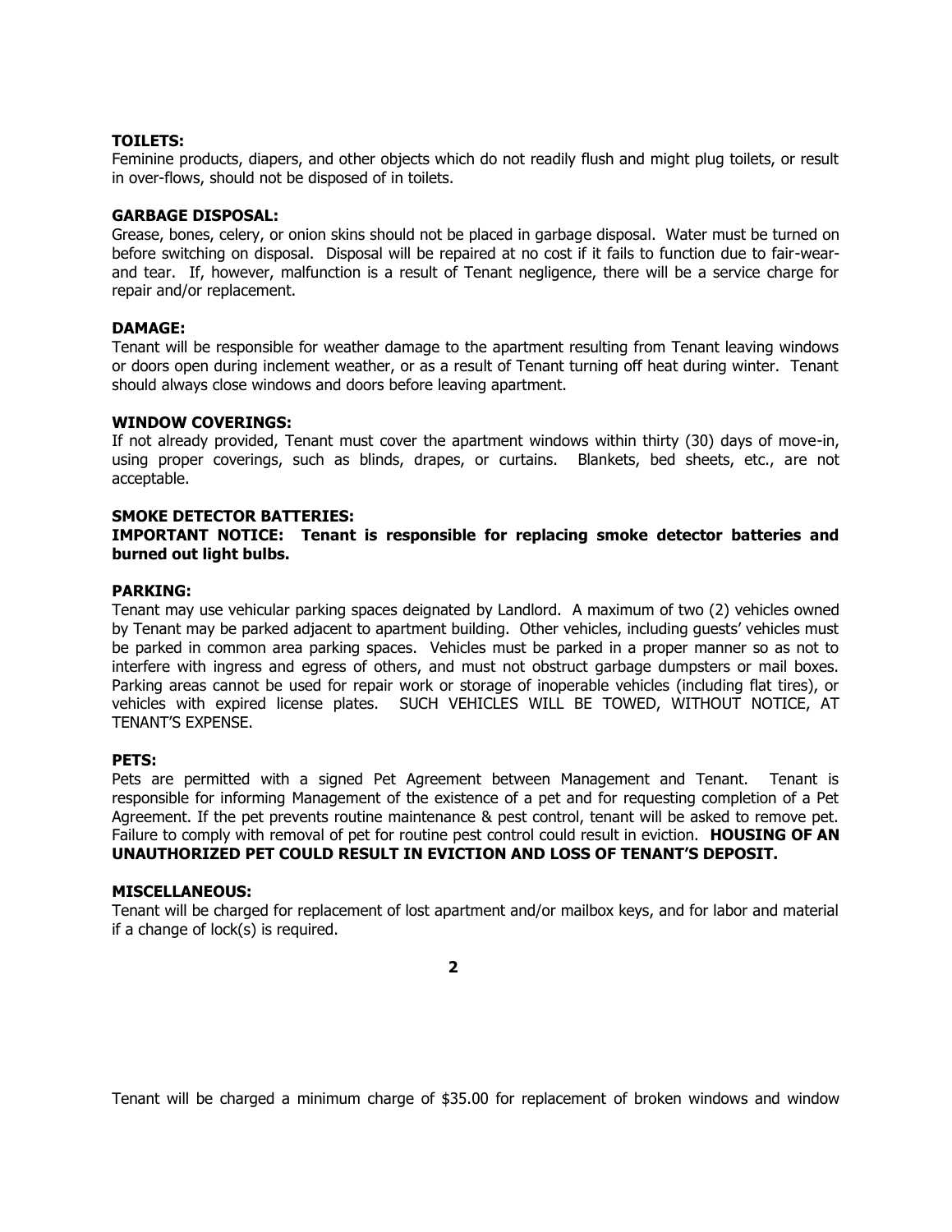**TOILETS:**
Feminine products, diapers, and other objects which do not readily flush and might plug toilets, or result in over-flows, should not be disposed of in toilets.

**GARBAGE DISPOSAL:**
Grease, bones, celery, or onion skins should not be placed in garbage disposal. Water must be turned on before switching on disposal. Disposal will be repaired at no cost if it fails to function due to fair-wear-and tear. If, however, malfunction is a result of Tenant negligence, there will be a service charge for repair and/or replacement.

**DAMAGE:**
Tenant will be responsible for weather damage to the apartment resulting from Tenant leaving windows or doors open during inclement weather, or as a result of Tenant turning off heat during winter. Tenant should always close windows and doors before leaving apartment.

**WINDOW COVERINGS:**
If not already provided, Tenant must cover the apartment windows within thirty (30) days of move-in, using proper coverings, such as blinds, drapes, or curtains. Blankets, bed sheets, etc., are not acceptable.

**SMOKE DETECTOR BATTERIES:**
**IMPORTANT NOTICE: Tenant is responsible for replacing smoke detector batteries and burned out light bulbs.**

**PARKING:**
Tenant may use vehicular parking spaces deignated by Landlord. A maximum of two (2) vehicles owned by Tenant may be parked adjacent to apartment building. Other vehicles, including guests' vehicles must be parked in common area parking spaces. Vehicles must be parked in a proper manner so as not to interfere with ingress and egress of others, and must not obstruct garbage dumpsters or mail boxes. Parking areas cannot be used for repair work or storage of inoperable vehicles (including flat tires), or vehicles with expired license plates. SUCH VEHICLES WILL BE TOWED, WITHOUT NOTICE, AT TENANT'S EXPENSE.

**PETS:**
Pets are permitted with a signed Pet Agreement between Management and Tenant. Tenant is responsible for informing Management of the existence of a pet and for requesting completion of a Pet Agreement. If the pet prevents routine maintenance & pest control, tenant will be asked to remove pet. Failure to comply with removal of pet for routine pest control could result in eviction. **HOUSING OF AN UNAUTHORIZED PET COULD RESULT IN EVICTION AND LOSS OF TENANT'S DEPOSIT.**

**MISCELLANEOUS:**
Tenant will be charged for replacement of lost apartment and/or mailbox keys, and for labor and material if a change of lock(s) is required.

Tenant will be charged a minimum charge of $35.00 for replacement of broken windows and window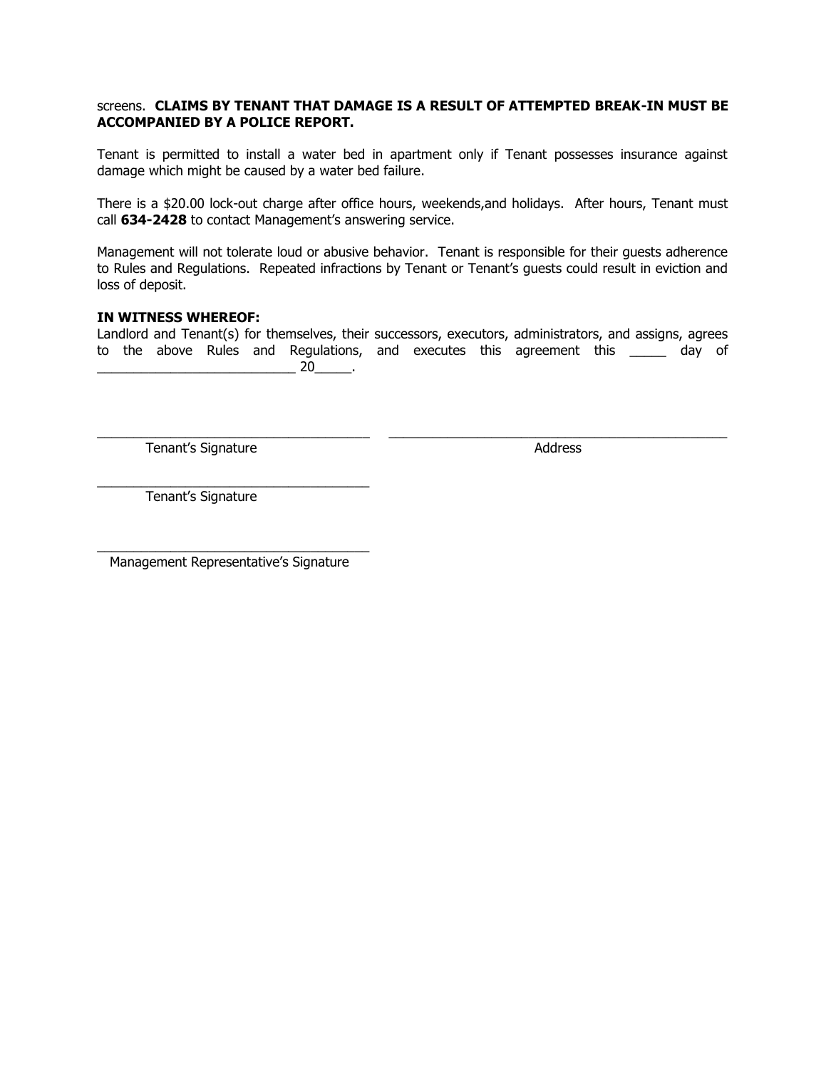screens. **CLAIMS BY TENANT THAT DAMAGE IS A RESULT OF ATTEMPTED BREAK-IN MUST BE ACCOMPANIED BY A POLICE REPORT.**

Tenant is permitted to install a water bed in apartment only if Tenant possesses insurance against damage which might be caused by a water bed failure.

There is a $20.00 lock-out charge after office hours, weekends,and holidays. After hours, Tenant must call **634-2428** to contact Management's answering service.

Management will not tolerate loud or abusive behavior. Tenant is responsible for their guests adherence to Rules and Regulations. Repeated infractions by Tenant or Tenant's guests could result in eviction and loss of deposit.

**IN WITNESS WHEREOF:**
Landlord and Tenant(s) for themselves, their successors, executors, administrators, and assigns, agrees to the above Rules and Regulations, and executes this agreement this _____ day of ___________________________ 20_____.

_______________________________________ _________________________________________________
Tenant's Signature Address

_______________________________________
Tenant's Signature

_______________________________________
Management Representative's Signature